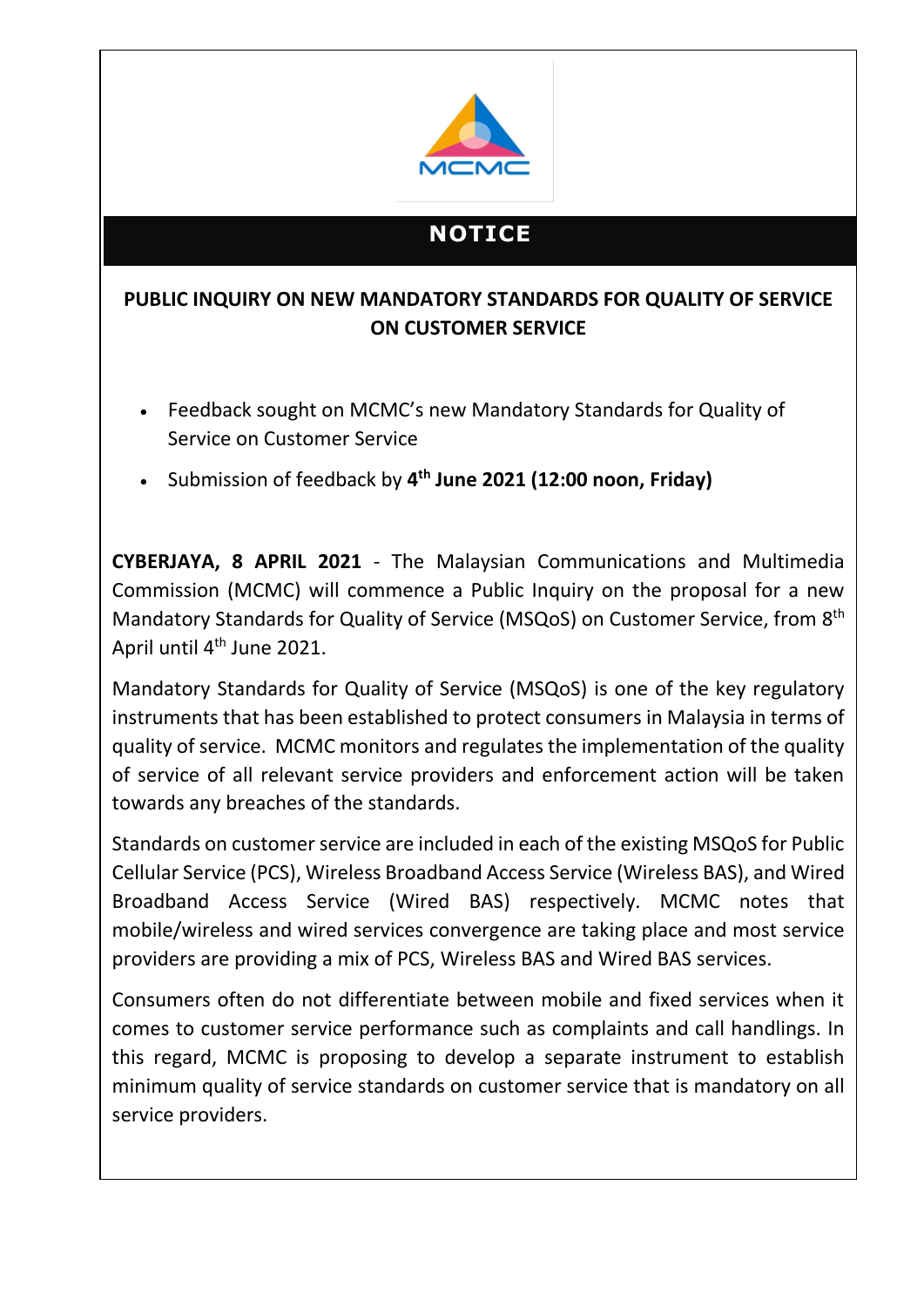# NOTICE

## PUBLIC INQUIRY ON NEW MANDATORY STANDARDS FOR QUALITY OF SERVICE ON CUSTOMER SERVICE

- Feedback sought on MCMC's new Mandatory Standards for Quality of Service on Customer Service
- Submission of feedback by **4th June 2021 (12:00 noon, Friday)**

**CYBERJAYA, 8 APRIL 2021** - The Malaysian Communications and Multimedia Commission (MCMC) will commence a Public Inquiry on the proposal for a new Mandatory Standards for Quality of Service (MSQoS) on Customer Service, from 8th April until 4th June 2021.

Mandatory Standards for Quality of Service (MSQoS) is one of the key regulatory instruments that has been established to protect consumers in Malaysia in terms of quality of service. MCMC monitors and regulates the implementation of the quality of service of all relevant service providers and enforcement action will be taken towards any breaches of the standards.

Standards on customer service are included in each of the existing MSQoS for Public Cellular Service (PCS), Wireless Broadband Access Service (Wireless BAS), and Wired Broadband Access Service (Wired BAS) respectively. MCMC notes that mobile/wireless and wired services convergence are taking place and most service providers are providing a mix of PCS, Wireless BAS and Wired BAS services.

Consumers often do not differentiate between mobile and fixed services when it comes to customer service performance such as complaints and call handlings. In this regard, MCMC is proposing to develop a separate instrument to establish minimum quality of service standards on customer service that is mandatory on all service providers.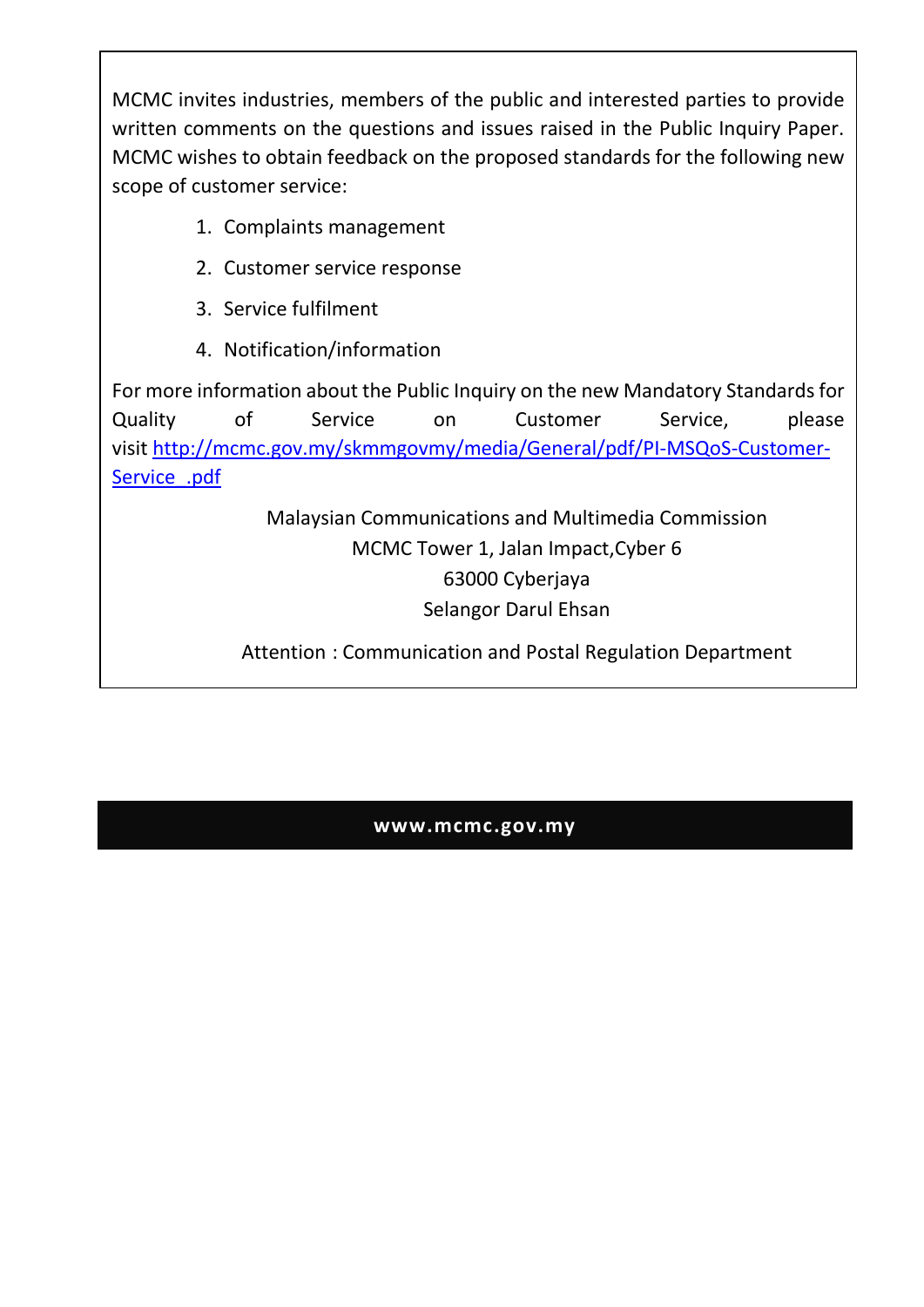MCMC invites industries, members of the public and interested parties to provide written comments on the questions and issues raised in the Public Inquiry Paper. MCMC wishes to obtain feedback on the proposed standards for the following new scope of customer service:

1. Complaints management
2. Customer service response
3. Service fulfilment
4. Notification/information

For more information about the Public Inquiry on the new Mandatory Standards for Quality of Service on Customer Service, please visit http://mcmc.gov.my/skmmgovmy/media/General/pdf/PI-MSQoS-Customer-Service_.pdf

Malaysian Communications and Multimedia Commission
MCMC Tower 1, Jalan Impact,Cyber 6
63000 Cyberjaya
Selangor Darul Ehsan

Attention : Communication and Postal Regulation Department

**www.mcmc.gov.my**